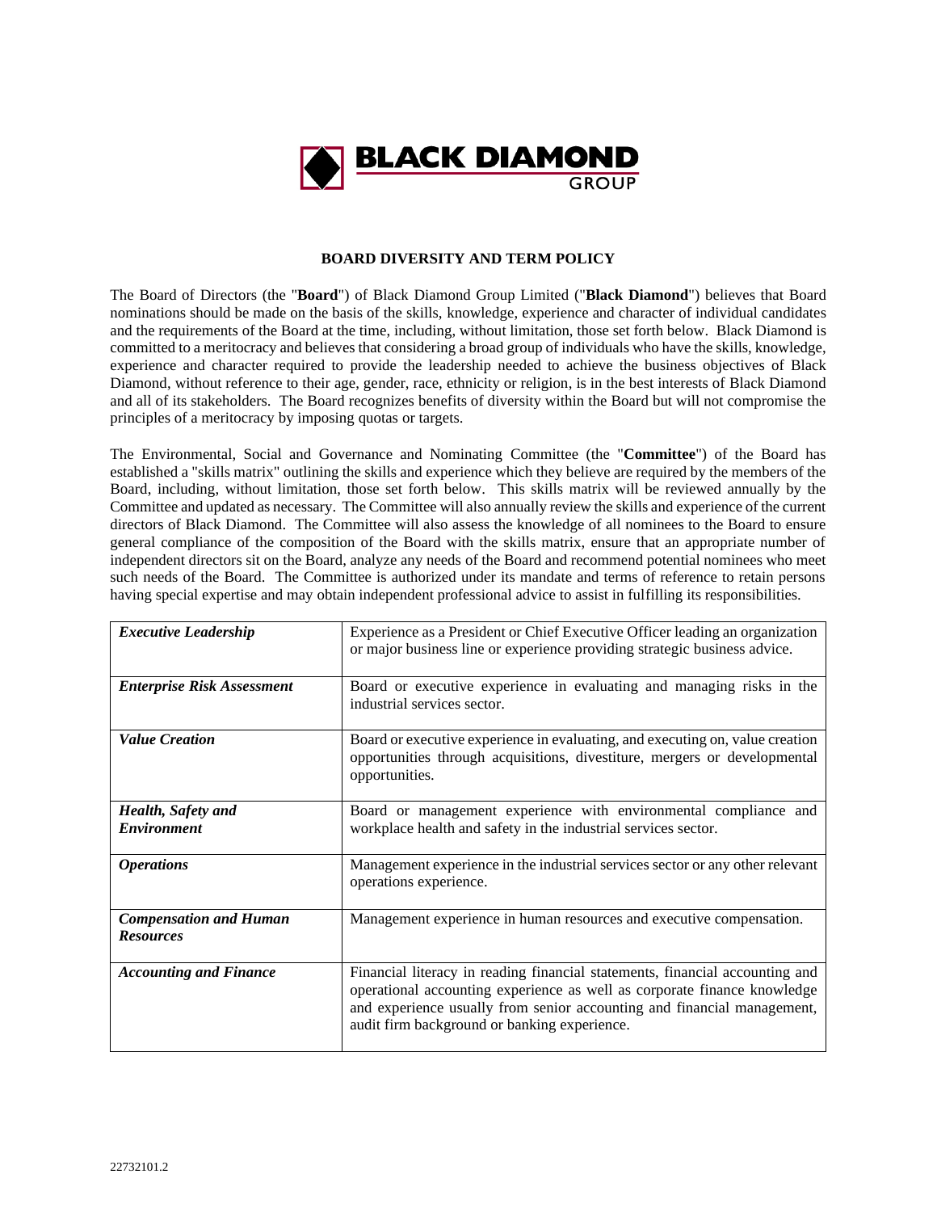BLACK DIAMOND GROUP

# BOARD DIVERSITY AND TERM POLICY

The Board of Directors (the "**Board**") of Black Diamond Group Limited ("**Black Diamond**") believes that Board nominations should be made on the basis of the skills, knowledge, experience and character of individual candidates and the requirements of the Board at the time, including, without limitation, those set forth below. Black Diamond is committed to a meritocracy and believes that considering a broad group of individuals who have the skills, knowledge, experience and character required to provide the leadership needed to achieve the business objectives of Black Diamond, without reference to their age, gender, race, ethnicity or religion, is in the best interests of Black Diamond and all of its stakeholders. The Board recognizes benefits of diversity within the Board but will not compromise the principles of a meritocracy by imposing quotas or targets.

The Environmental, Social and Governance and Nominating Committee (the "**Committee**") of the Board has established a "skills matrix" outlining the skills and experience which they believe are required by the members of the Board, including, without limitation, those set forth below. This skills matrix will be reviewed annually by the Committee and updated as necessary. The Committee will also annually review the skills and experience of the current directors of Black Diamond. The Committee will also assess the knowledge of all nominees to the Board to ensure general compliance of the composition of the Board with the skills matrix, ensure that an appropriate number of independent directors sit on the Board, analyze any needs of the Board and recommend potential nominees who meet such needs of the Board. The Committee is authorized under its mandate and terms of reference to retain persons having special expertise and may obtain independent professional advice to assist in fulfilling its responsibilities.

| | |
|---|---|
| ***Executive Leadership*** | Experience as a President or Chief Executive Officer leading an organization or major business line or experience providing strategic business advice. |
| ***Enterprise Risk Assessment*** | Board or executive experience in evaluating and managing risks in the industrial services sector. |
| ***Value Creation*** | Board or executive experience in evaluating, and executing on, value creation opportunities through acquisitions, divestiture, mergers or developmental opportunities. |
| ***Health, Safety and Environment*** | Board or management experience with environmental compliance and workplace health and safety in the industrial services sector. |
| ***Operations*** | Management experience in the industrial services sector or any other relevant operations experience. |
| ***Compensation and Human Resources*** | Management experience in human resources and executive compensation. |
| ***Accounting and Finance*** | Financial literacy in reading financial statements, financial accounting and operational accounting experience as well as corporate finance knowledge and experience usually from senior accounting and financial management, audit firm background or banking experience. |

22732101.2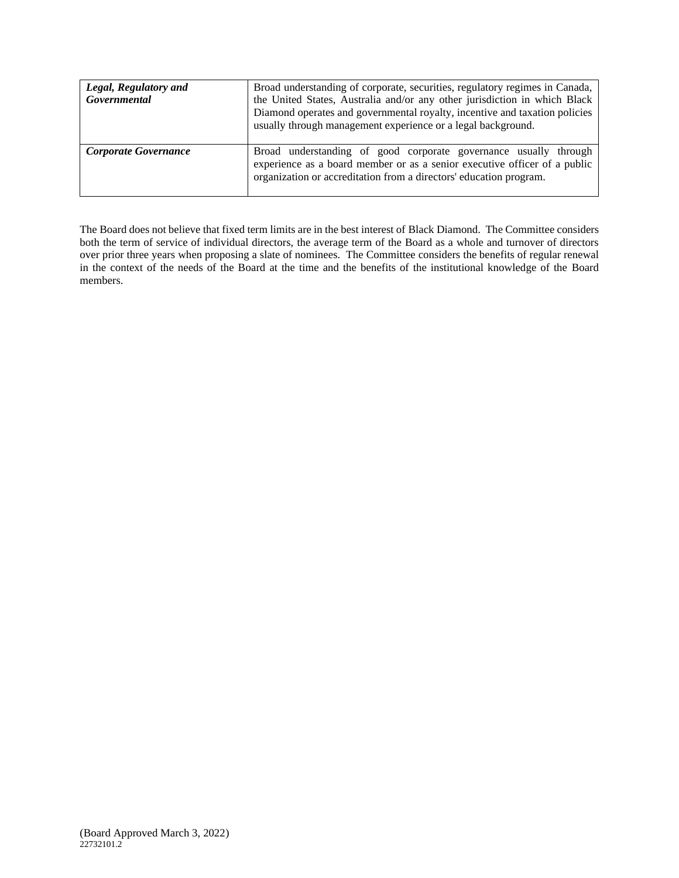| | |
|---|---|
| ***Legal, Regulatory and Governmental*** | Broad understanding of corporate, securities, regulatory regimes in Canada, the United States, Australia and/or any other jurisdiction in which Black Diamond operates and governmental royalty, incentive and taxation policies usually through management experience or a legal background. |
| ***Corporate Governance*** | Broad understanding of good corporate governance usually through experience as a board member or as a senior executive officer of a public organization or accreditation from a directors' education program. |

The Board does not believe that fixed term limits are in the best interest of Black Diamond. The Committee considers both the term of service of individual directors, the average term of the Board as a whole and turnover of directors over prior three years when proposing a slate of nominees. The Committee considers the benefits of regular renewal in the context of the needs of the Board at the time and the benefits of the institutional knowledge of the Board members.

(Board Approved March 3, 2022)
22732101.2